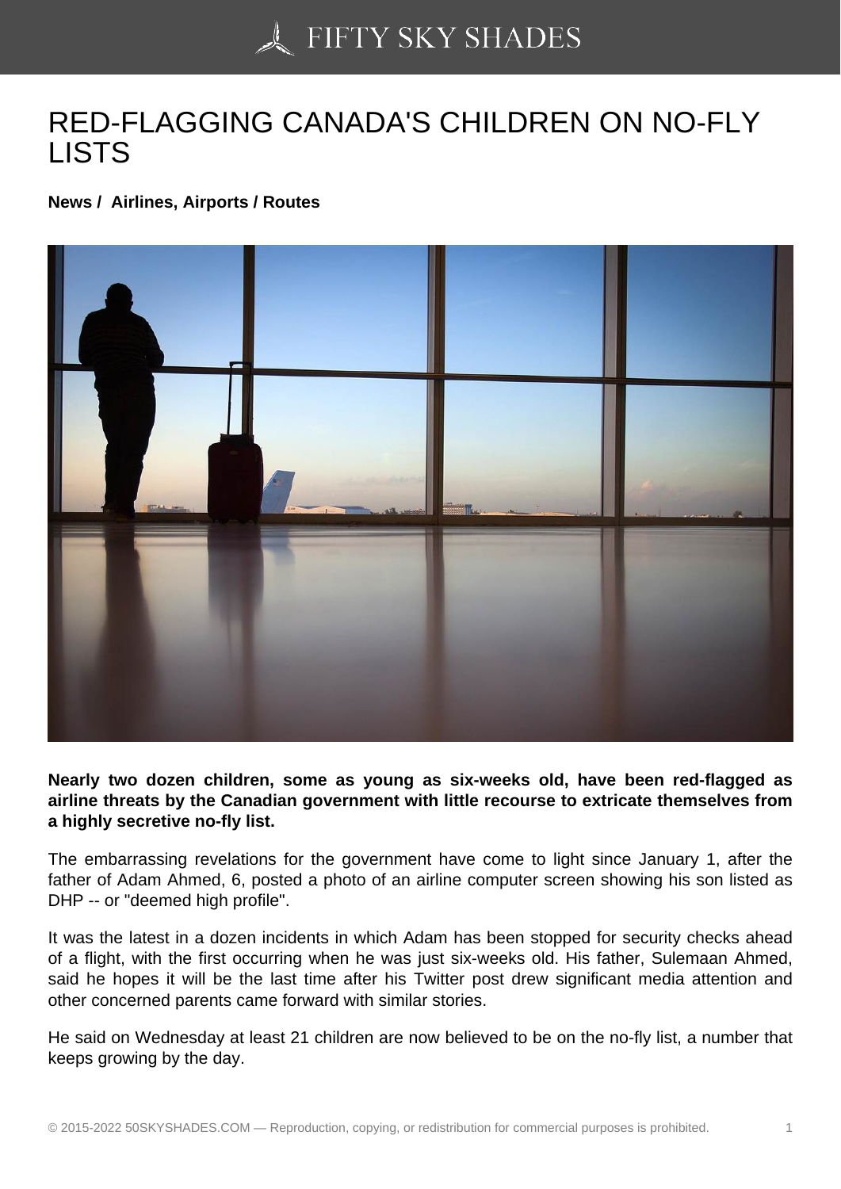# RED-FLAGGING CANADA'S CHILDREN ON NO-FLY LISTS

**News / Airlines, Airports / Routes**

**Nearly two dozen children, some as young as six-weeks old, have been red-flagged as airline threats by the Canadian government with little recourse to extricate themselves from a highly secretive no-fly list.**

The embarrassing revelations for the government have come to light since January 1, after the father of Adam Ahmed, 6, posted a photo of an airline computer screen showing his son listed as DHP -- or "deemed high profile".

It was the latest in a dozen incidents in which Adam has been stopped for security checks ahead of a flight, with the first occurring when he was just six-weeks old. His father, Sulemaan Ahmed, said he hopes it will be the last time after his Twitter post drew significant media attention and other concerned parents came forward with similar stories.

He said on Wednesday at least 21 children are now believed to be on the no-fly list, a number that keeps growing by the day.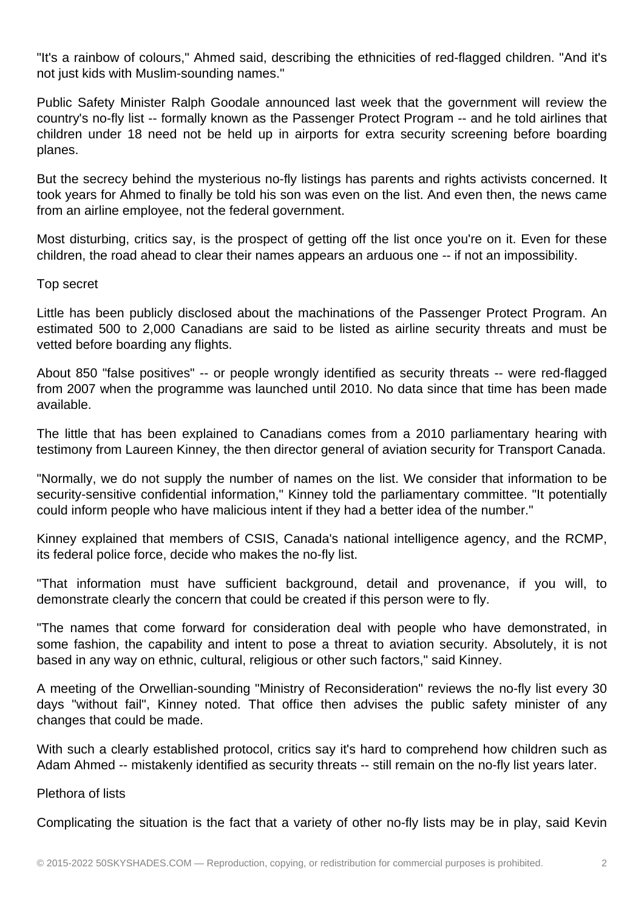"It's a rainbow of colours," Ahmed said, describing the ethnicities of red-flagged children. "And it's not just kids with Muslim-sounding names."

Public Safety Minister Ralph Goodale announced last week that the government will review the country's no-fly list -- formally known as the Passenger Protect Program -- and he told airlines that children under 18 need not be held up in airports for extra security screening before boarding planes.

But the secrecy behind the mysterious no-fly listings has parents and rights activists concerned. It took years for Ahmed to finally be told his son was even on the list. And even then, the news came from an airline employee, not the federal government.

Most disturbing, critics say, is the prospect of getting off the list once you're on it. Even for these children, the road ahead to clear their names appears an arduous one -- if not an impossibility.

## Top secret

Little has been publicly disclosed about the machinations of the Passenger Protect Program. An estimated 500 to 2,000 Canadians are said to be listed as airline security threats and must be vetted before boarding any flights.

About 850 "false positives" -- or people wrongly identified as security threats -- were red-flagged from 2007 when the programme was launched until 2010. No data since that time has been made available.

The little that has been explained to Canadians comes from a 2010 parliamentary hearing with testimony from Laureen Kinney, the then director general of aviation security for Transport Canada.

"Normally, we do not supply the number of names on the list. We consider that information to be security-sensitive confidential information," Kinney told the parliamentary committee. "It potentially could inform people who have malicious intent if they had a better idea of the number."

Kinney explained that members of CSIS, Canada's national intelligence agency, and the RCMP, its federal police force, decide who makes the no-fly list.

"That information must have sufficient background, detail and provenance, if you will, to demonstrate clearly the concern that could be created if this person were to fly.

"The names that come forward for consideration deal with people who have demonstrated, in some fashion, the capability and intent to pose a threat to aviation security. Absolutely, it is not based in any way on ethnic, cultural, religious or other such factors," said Kinney.

A meeting of the Orwellian-sounding "Ministry of Reconsideration" reviews the no-fly list every 30 days "without fail", Kinney noted. That office then advises the public safety minister of any changes that could be made.

With such a clearly established protocol, critics say it's hard to comprehend how children such as Adam Ahmed -- mistakenly identified as security threats -- still remain on the no-fly list years later.

## Plethora of lists

Complicating the situation is the fact that a variety of other no-fly lists may be in play, said Kevin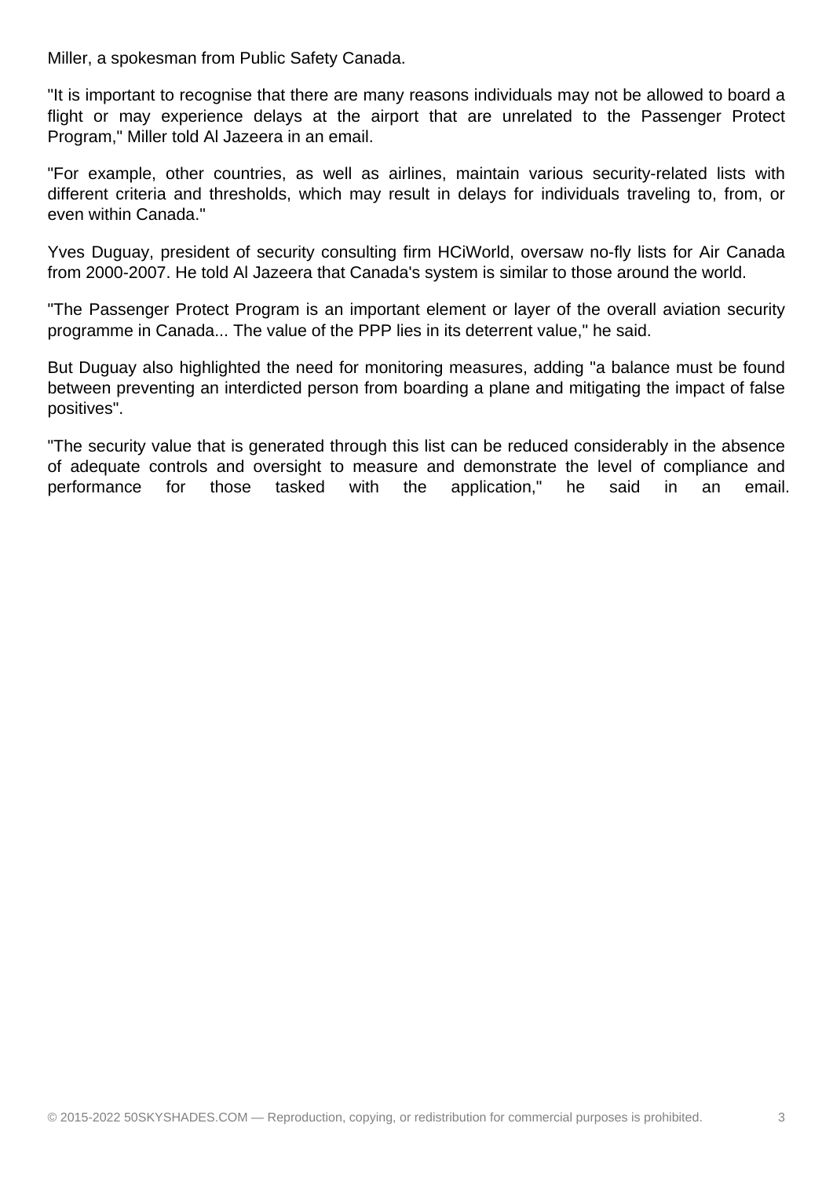Miller, a spokesman from Public Safety Canada.

"It is important to recognise that there are many reasons individuals may not be allowed to board a flight or may experience delays at the airport that are unrelated to the Passenger Protect Program," Miller told Al Jazeera in an email.

"For example, other countries, as well as airlines, maintain various security-related lists with different criteria and thresholds, which may result in delays for individuals traveling to, from, or even within Canada."

Yves Duguay, president of security consulting firm HCiWorld, oversaw no-fly lists for Air Canada from 2000-2007. He told Al Jazeera that Canada's system is similar to those around the world.

"The Passenger Protect Program is an important element or layer of the overall aviation security programme in Canada... The value of the PPP lies in its deterrent value," he said.

But Duguay also highlighted the need for monitoring measures, adding "a balance must be found between preventing an interdicted person from boarding a plane and mitigating the impact of false positives".

"The security value that is generated through this list can be reduced considerably in the absence of adequate controls and oversight to measure and demonstrate the level of compliance and performance for those tasked with the application," he said in an email.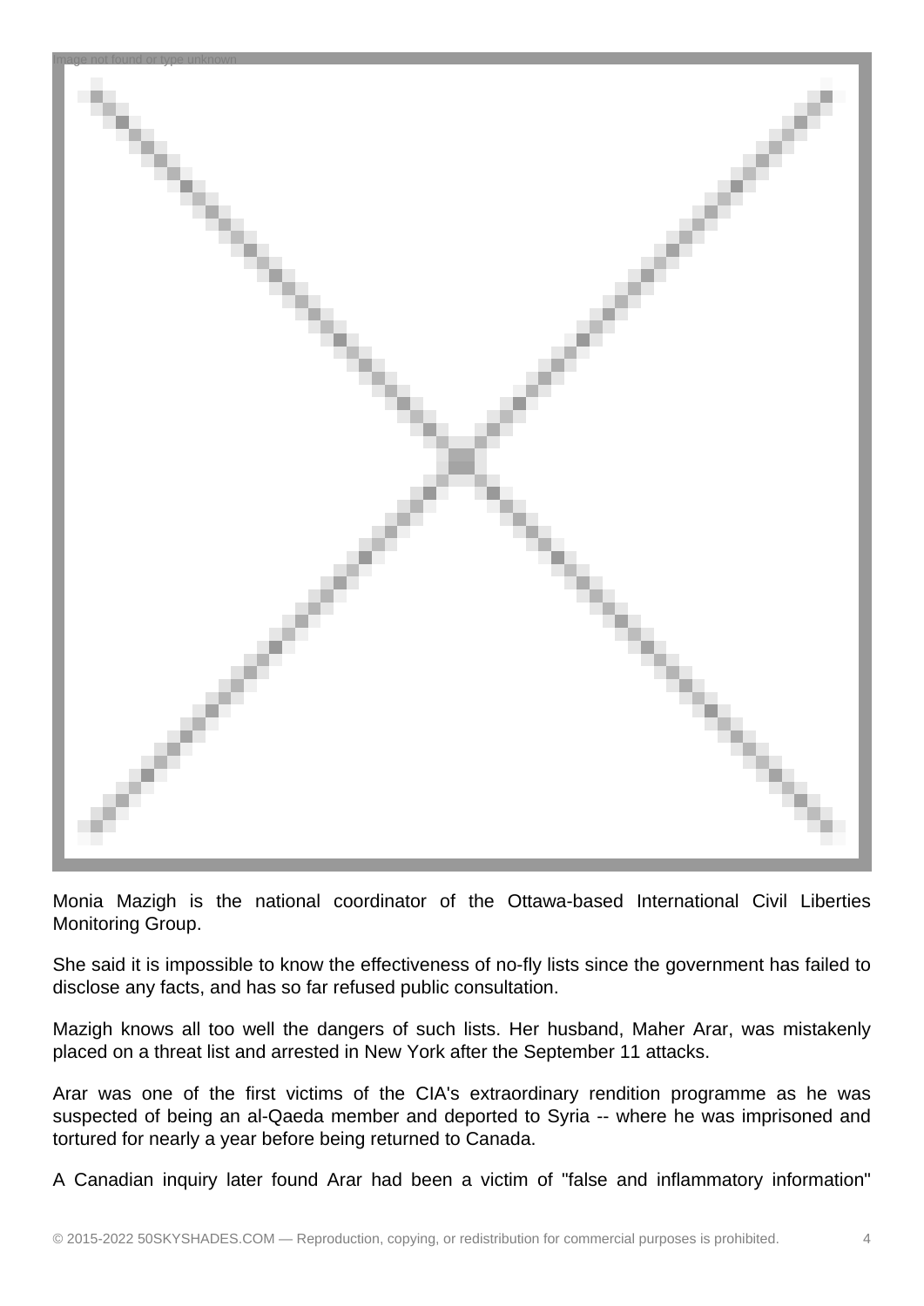Monia Mazigh is the national coordinator of the Ottawa-based International Civil Liberties Monitoring Group.

She said it is impossible to know the effectiveness of no-fly lists since the government has failed to disclose any facts, and has so far refused public consultation.

Mazigh knows all too well the dangers of such lists. Her husband, Maher Arar, was mistakenly placed on a threat list and arrested in New York after the September 11 attacks.

Arar was one of the first victims of the CIA's extraordinary rendition programme as he was suspected of being an al-Qaeda member and deported to Syria -- where he was imprisoned and tortured for nearly a year before being returned to Canada.

A Canadian inquiry later found Arar had been a victim of "false and inflammatory information"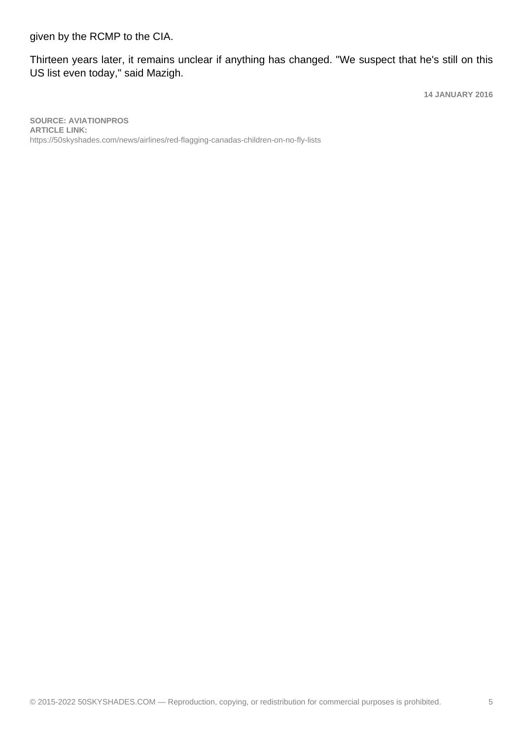given by the RCMP to the CIA.

Thirteen years later, it remains unclear if anything has changed. "We suspect that he's still on this US list even today," said Mazigh.

**14 JANUARY 2016**

**SOURCE: AVIATIONPROS**
**ARTICLE LINK:**
https://50skyshades.com/news/airlines/red-flagging-canadas-children-on-no-fly-lists